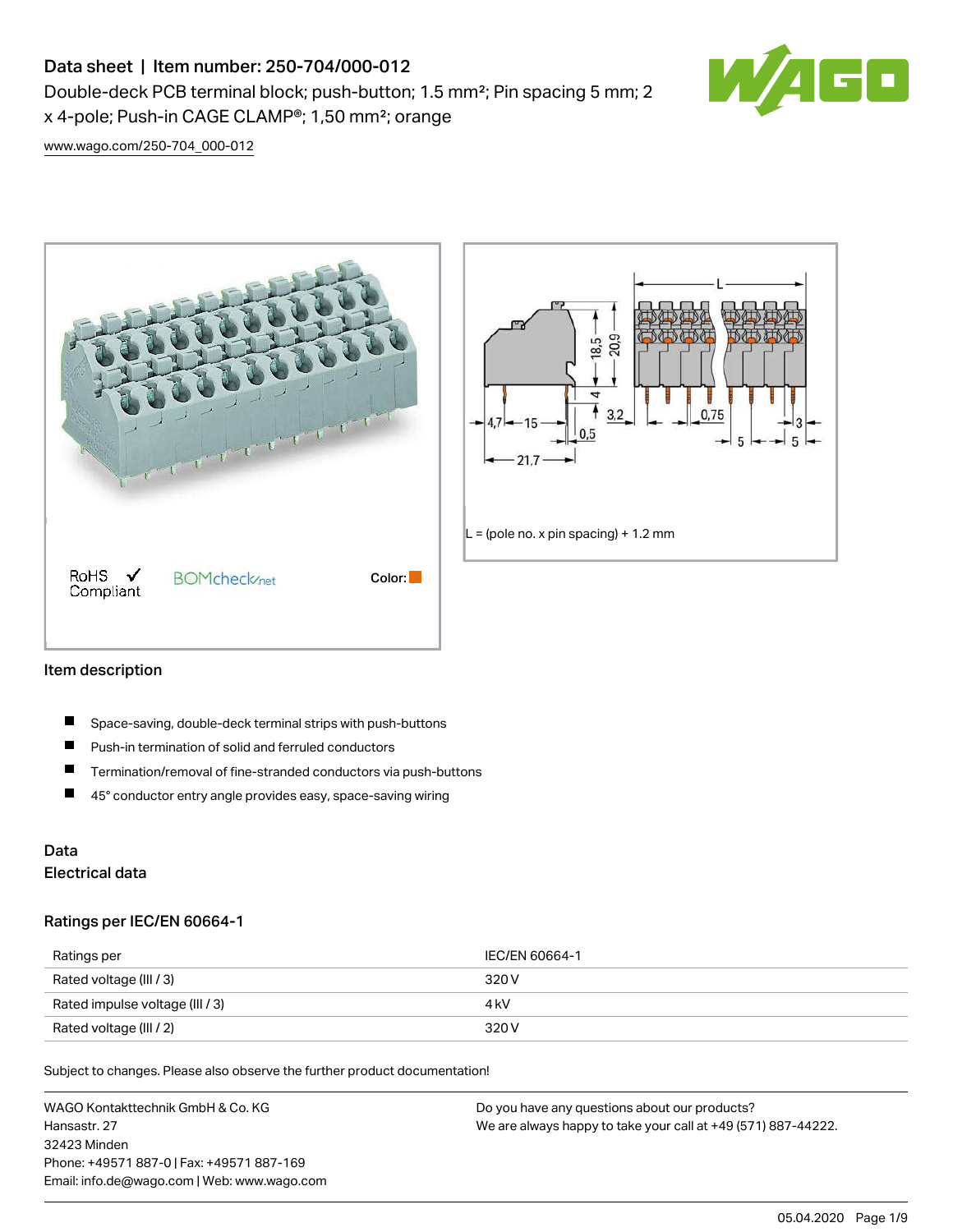# Data sheet | Item number: 250-704/000-012

Double-deck PCB terminal block; push-button; 1.5 mm²; Pin spacing 5 mm; 2 x 4-pole; Push-in CAGE CLAMP®; 1,50 mm²; orange

www.wago.com/250-704_000-012

RoHS Compliant ✓ BOMcheck.net Color:

L = (pole no. x pin spacing) + 1.2 mm

## Item description

- Space-saving, double-deck terminal strips with push-buttons
- Push-in termination of solid and ferruled conductors
- Termination/removal of fine-stranded conductors via push-buttons
- 45° conductor entry angle provides easy, space-saving wiring

## Data

### Electrical data

#### Ratings per IEC/EN 60664-1

| Ratings per | IEC/EN 60664-1 |
|---|---|
| Rated voltage (III / 3) | 320 V |
| Rated impulse voltage (III / 3) | 4 kV |
| Rated voltage (III / 2) | 320 V |

Subject to changes. Please also observe the further product documentation!

WAGO Kontakttechnik GmbH & Co. KG
Hansastr. 27
32423 Minden
Phone: +49571 887-0 | Fax: +49571 887-169
Email: info.de@wago.com | Web: www.wago.com

Do you have any questions about our products?
We are always happy to take your call at +49 (571) 887-44222.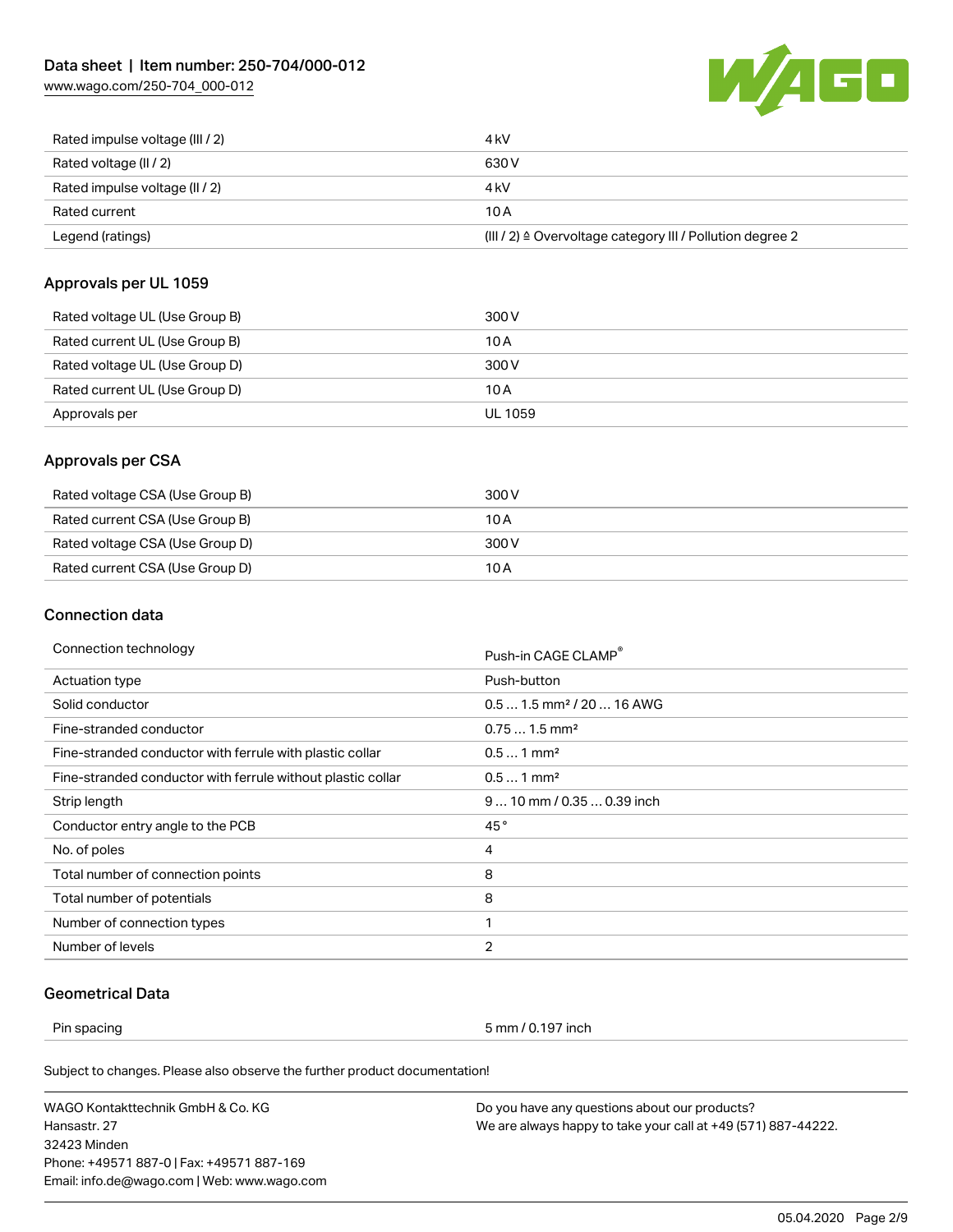| | |
|---|---|
| Rated impulse voltage (III / 2) | 4 kV |
| Rated voltage (II / 2) | 630 V |
| Rated impulse voltage (II / 2) | 4 kV |
| Rated current | 10 A |
| Legend (ratings) | (III / 2) ≙ Overvoltage category III / Pollution degree 2 |

## Approvals per UL 1059

| | |
|---|---|
| Rated voltage UL (Use Group B) | 300 V |
| Rated current UL (Use Group B) | 10 A |
| Rated voltage UL (Use Group D) | 300 V |
| Rated current UL (Use Group D) | 10 A |
| Approvals per | UL 1059 |

## Approvals per CSA

| | |
|---|---|
| Rated voltage CSA (Use Group B) | 300 V |
| Rated current CSA (Use Group B) | 10 A |
| Rated voltage CSA (Use Group D) | 300 V |
| Rated current CSA (Use Group D) | 10 A |

## Connection data

| | |
|---|---|
| Connection technology | Push-in CAGE CLAMP® |
| Actuation type | Push-button |
| Solid conductor | 0.5 … 1.5 mm² / 20 … 16 AWG |
| Fine-stranded conductor | 0.75 … 1.5 mm² |
| Fine-stranded conductor with ferrule with plastic collar | 0.5 … 1 mm² |
| Fine-stranded conductor with ferrule without plastic collar | 0.5 … 1 mm² |
| Strip length | 9 … 10 mm / 0.35 … 0.39 inch |
| Conductor entry angle to the PCB | 45 ° |
| No. of poles | 4 |
| Total number of connection points | 8 |
| Total number of potentials | 8 |
| Number of connection types | 1 |
| Number of levels | 2 |

## Geometrical Data

| | |
|---|---|
| Pin spacing | 5 mm / 0.197 inch |

Subject to changes. Please also observe the further product documentation!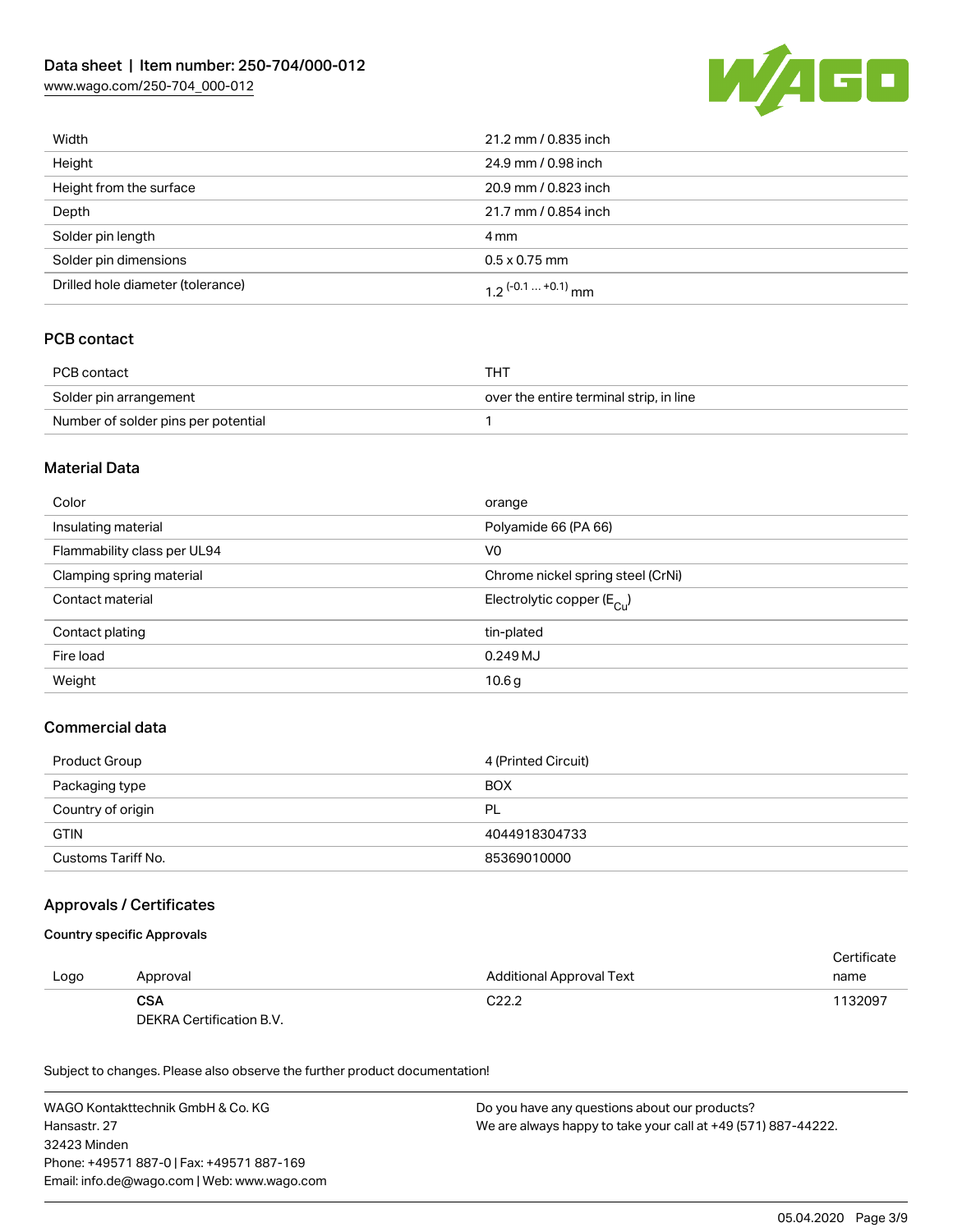| | |
|---|---|
| Width | 21.2 mm / 0.835 inch |
| Height | 24.9 mm / 0.98 inch |
| Height from the surface | 20.9 mm / 0.823 inch |
| Depth | 21.7 mm / 0.854 inch |
| Solder pin length | 4 mm |
| Solder pin dimensions | 0.5 x 0.75 mm |
| Drilled hole diameter (tolerance) | $1.2^{(-0.1 \ldots +0.1)}$ mm |

## PCB contact

| | |
|---|---|
| PCB contact | THT |
| Solder pin arrangement | over the entire terminal strip, in line |
| Number of solder pins per potential | 1 |

## Material Data

| | |
|---|---|
| Color | orange |
| Insulating material | Polyamide 66 (PA 66) |
| Flammability class per UL94 | V0 |
| Clamping spring material | Chrome nickel spring steel (CrNi) |
| Contact material | Electrolytic copper ($E_{Cu}$) |
| Contact plating | tin-plated |
| Fire load | 0.249 MJ |
| Weight | 10.6 g |

## Commercial data

| | |
|---|---|
| Product Group | 4 (Printed Circuit) |
| Packaging type | BOX |
| Country of origin | PL |
| GTIN | 4044918304733 |
| Customs Tariff No. | 85369010000 |

## Approvals / Certificates

### Country specific Approvals

| Logo | Approval | Additional Approval Text | Certificate name |
|---|---|---|---|
| | **CSA** DEKRA Certification B.V. | C22.2 | 1132097 |

Subject to changes. Please also observe the further product documentation!

WAGO Kontakttechnik GmbH & Co. KG
Hansastr. 27
32423 Minden
Phone: +49571 887-0 | Fax: +49571 887-169
Email: info.de@wago.com | Web: www.wago.com

Do you have any questions about our products?
We are always happy to take your call at +49 (571) 887-44222.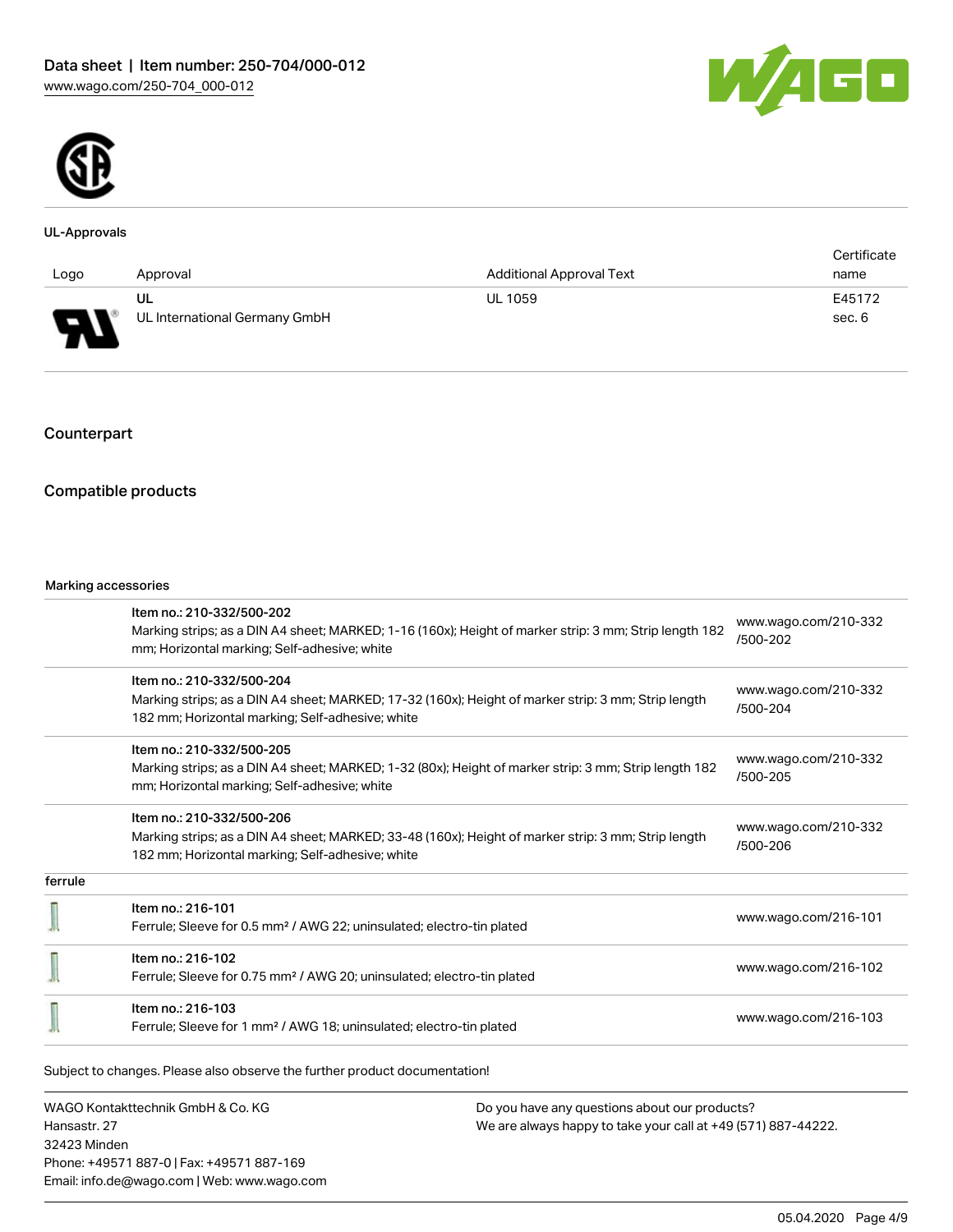### UL-Approvals

| Logo | Approval | Additional Approval Text | Certificate name |
|---|---|---|---|
| | UL<br>UL International Germany GmbH | UL 1059 | E45172<br>sec. 6 |

## Counterpart

## Compatible products

Marking accessories

| | | |
|---|---|---|
| | Item no.: 210-332/500-202<br>Marking strips; as a DIN A4 sheet; MARKED; 1-16 (160x); Height of marker strip: 3 mm; Strip length 182 mm; Horizontal marking; Self-adhesive; white | www.wago.com/210-332/500-202 |
| | Item no.: 210-332/500-204<br>Marking strips; as a DIN A4 sheet; MARKED; 17-32 (160x); Height of marker strip: 3 mm; Strip length 182 mm; Horizontal marking; Self-adhesive; white | www.wago.com/210-332/500-204 |
| | Item no.: 210-332/500-205<br>Marking strips; as a DIN A4 sheet; MARKED; 1-32 (80x); Height of marker strip: 3 mm; Strip length 182 mm; Horizontal marking; Self-adhesive; white | www.wago.com/210-332/500-205 |
| | Item no.: 210-332/500-206<br>Marking strips; as a DIN A4 sheet; MARKED; 33-48 (160x); Height of marker strip: 3 mm; Strip length 182 mm; Horizontal marking; Self-adhesive; white | www.wago.com/210-332/500-206 |

ferrule

| | | |
|---|---|---|
| | Item no.: 216-101<br>Ferrule; Sleeve for 0.5 mm² / AWG 22; uninsulated; electro-tin plated | www.wago.com/216-101 |
| | Item no.: 216-102<br>Ferrule; Sleeve for 0.75 mm² / AWG 20; uninsulated; electro-tin plated | www.wago.com/216-102 |
| | Item no.: 216-103<br>Ferrule; Sleeve for 1 mm² / AWG 18; uninsulated; electro-tin plated | www.wago.com/216-103 |

Subject to changes. Please also observe the further product documentation!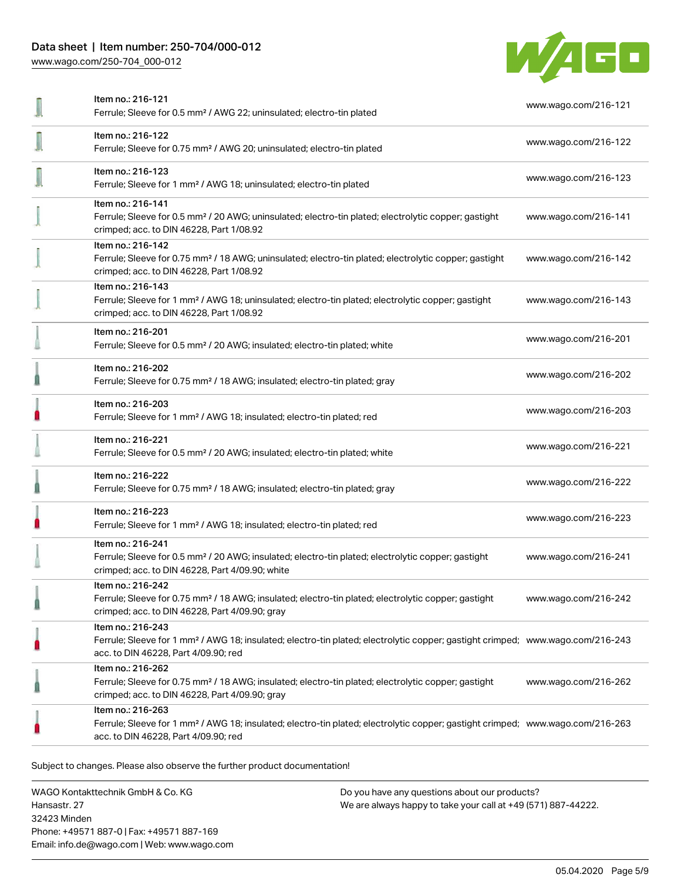| Item | URL |
| --- | --- |
| Item no.: 216-121<br>Ferrule; Sleeve for 0.5 mm² / AWG 22; uninsulated; electro-tin plated | www.wago.com/216-121 |
| Item no.: 216-122<br>Ferrule; Sleeve for 0.75 mm² / AWG 20; uninsulated; electro-tin plated | www.wago.com/216-122 |
| Item no.: 216-123<br>Ferrule; Sleeve for 1 mm² / AWG 18; uninsulated; electro-tin plated | www.wago.com/216-123 |
| Item no.: 216-141<br>Ferrule; Sleeve for 0.5 mm² / 20 AWG; uninsulated; electro-tin plated; electrolytic copper; gastight crimped; acc. to DIN 46228, Part 1/08.92 | www.wago.com/216-141 |
| Item no.: 216-142<br>Ferrule; Sleeve for 0.75 mm² / 18 AWG; uninsulated; electro-tin plated; electrolytic copper; gastight crimped; acc. to DIN 46228, Part 1/08.92 | www.wago.com/216-142 |
| Item no.: 216-143<br>Ferrule; Sleeve for 1 mm² / AWG 18; uninsulated; electro-tin plated; electrolytic copper; gastight crimped; acc. to DIN 46228, Part 1/08.92 | www.wago.com/216-143 |
| Item no.: 216-201<br>Ferrule; Sleeve for 0.5 mm² / 20 AWG; insulated; electro-tin plated; white | www.wago.com/216-201 |
| Item no.: 216-202<br>Ferrule; Sleeve for 0.75 mm² / 18 AWG; insulated; electro-tin plated; gray | www.wago.com/216-202 |
| Item no.: 216-203<br>Ferrule; Sleeve for 1 mm² / AWG 18; insulated; electro-tin plated; red | www.wago.com/216-203 |
| Item no.: 216-221<br>Ferrule; Sleeve for 0.5 mm² / 20 AWG; insulated; electro-tin plated; white | www.wago.com/216-221 |
| Item no.: 216-222<br>Ferrule; Sleeve for 0.75 mm² / 18 AWG; insulated; electro-tin plated; gray | www.wago.com/216-222 |
| Item no.: 216-223<br>Ferrule; Sleeve for 1 mm² / AWG 18; insulated; electro-tin plated; red | www.wago.com/216-223 |
| Item no.: 216-241<br>Ferrule; Sleeve for 0.5 mm² / 20 AWG; insulated; electro-tin plated; electrolytic copper; gastight crimped; acc. to DIN 46228, Part 4/09.90; white | www.wago.com/216-241 |
| Item no.: 216-242<br>Ferrule; Sleeve for 0.75 mm² / 18 AWG; insulated; electro-tin plated; electrolytic copper; gastight crimped; acc. to DIN 46228, Part 4/09.90; gray | www.wago.com/216-242 |
| Item no.: 216-243<br>Ferrule; Sleeve for 1 mm² / AWG 18; insulated; electro-tin plated; electrolytic copper; gastight crimped; acc. to DIN 46228, Part 4/09.90; red | www.wago.com/216-243 |
| Item no.: 216-262<br>Ferrule; Sleeve for 0.75 mm² / 18 AWG; insulated; electro-tin plated; electrolytic copper; gastight crimped; acc. to DIN 46228, Part 4/09.90; gray | www.wago.com/216-262 |
| Item no.: 216-263<br>Ferrule; Sleeve for 1 mm² / AWG 18; insulated; electro-tin plated; electrolytic copper; gastight crimped; acc. to DIN 46228, Part 4/09.90; red | www.wago.com/216-263 |

Subject to changes. Please also observe the further product documentation!

WAGO Kontakttechnik GmbH & Co. KG
Hansastr. 27
32423 Minden
Phone: +49571 887-0 | Fax: +49571 887-169
Email: info.de@wago.com | Web: www.wago.com

Do you have any questions about our products?
We are always happy to take your call at +49 (571) 887-44222.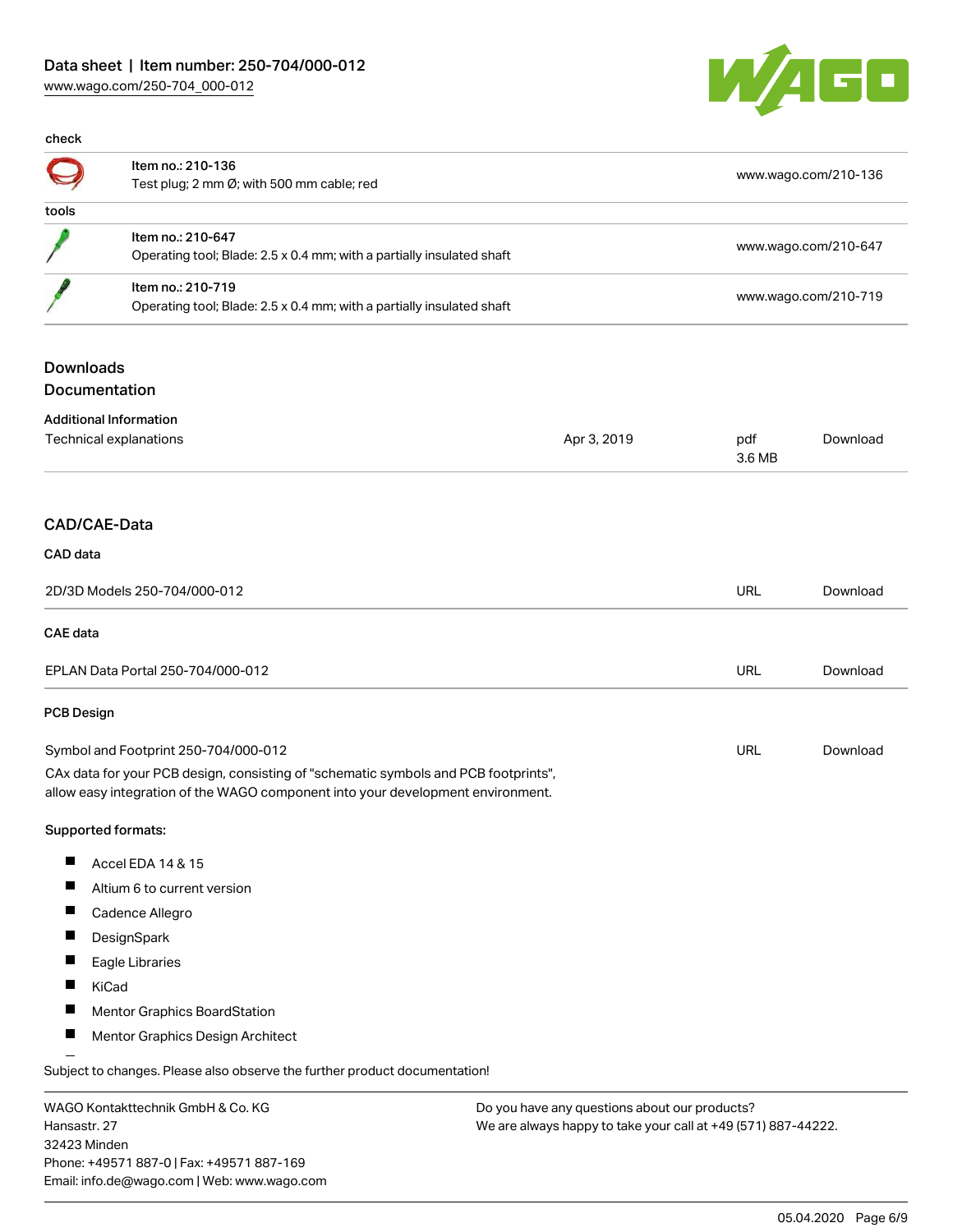check

| | | |
|---|---|---|
| | Item no.: 210-136<br>Test plug; 2 mm Ø; with 500 mm cable; red | www.wago.com/210-136 |

tools

| | | |
|---|---|---|
| | Item no.: 210-647<br>Operating tool; Blade: 2.5 x 0.4 mm; with a partially insulated shaft | www.wago.com/210-647 |
| | Item no.: 210-719<br>Operating tool; Blade: 2.5 x 0.4 mm; with a partially insulated shaft | www.wago.com/210-719 |

## Downloads

### Documentation

**Additional Information**

| | | | |
|---|---|---|---|
| Technical explanations | Apr 3, 2019 | pdf<br>3.6 MB | Download |

## CAD/CAE-Data

**CAD data**

| | | |
|---|---|---|
| 2D/3D Models 250-704/000-012 | URL | Download |

**CAE data**

| | | |
|---|---|---|
| EPLAN Data Portal 250-704/000-012 | URL | Download |

**PCB Design**

| | | |
|---|---|---|
| Symbol and Footprint 250-704/000-012 | URL | Download |

CAx data for your PCB design, consisting of "schematic symbols and PCB footprints", allow easy integration of the WAGO component into your development environment.

**Supported formats:**

- Accel EDA 14 & 15
- Altium 6 to current version
- Cadence Allegro
- DesignSpark
- Eagle Libraries
- KiCad
- Mentor Graphics BoardStation
- Mentor Graphics Design Architect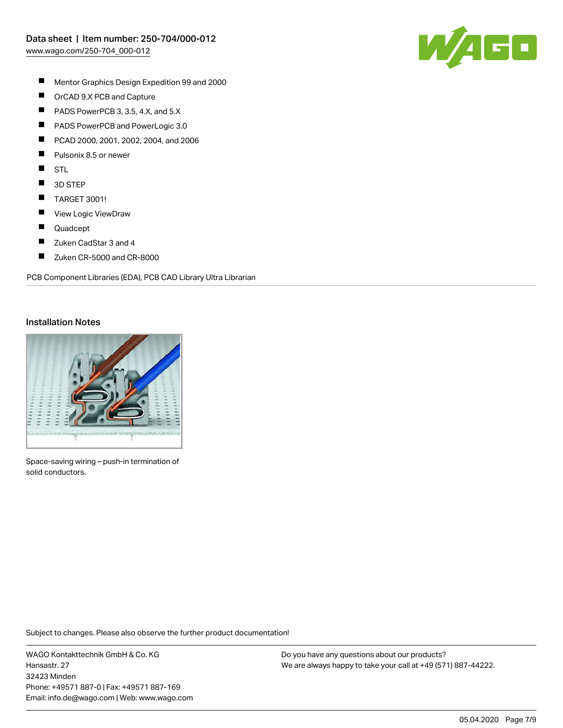- Mentor Graphics Design Expedition 99 and 2000
- OrCAD 9.X PCB and Capture
- PADS PowerPCB 3, 3.5, 4.X, and 5.X
- PADS PowerPCB and PowerLogic 3.0
- PCAD 2000, 2001, 2002, 2004, and 2006
- Pulsonix 8.5 or newer
- STL
- 3D STEP
- TARGET 3001!
- View Logic ViewDraw
- Quadcept
- Zuken CadStar 3 and 4
- Zuken CR-5000 and CR-8000

PCB Component Libraries (EDA), PCB CAD Library Ultra Librarian

## Installation Notes

Space-saving wiring – push-in termination of solid conductors.

Subject to changes. Please also observe the further product documentation!

WAGO Kontakttechnik GmbH & Co. KG
Hansastr. 27
32423 Minden
Phone: +49571 887-0 | Fax: +49571 887-169
Email: info.de@wago.com | Web: www.wago.com

Do you have any questions about our products?
We are always happy to take your call at +49 (571) 887-44222.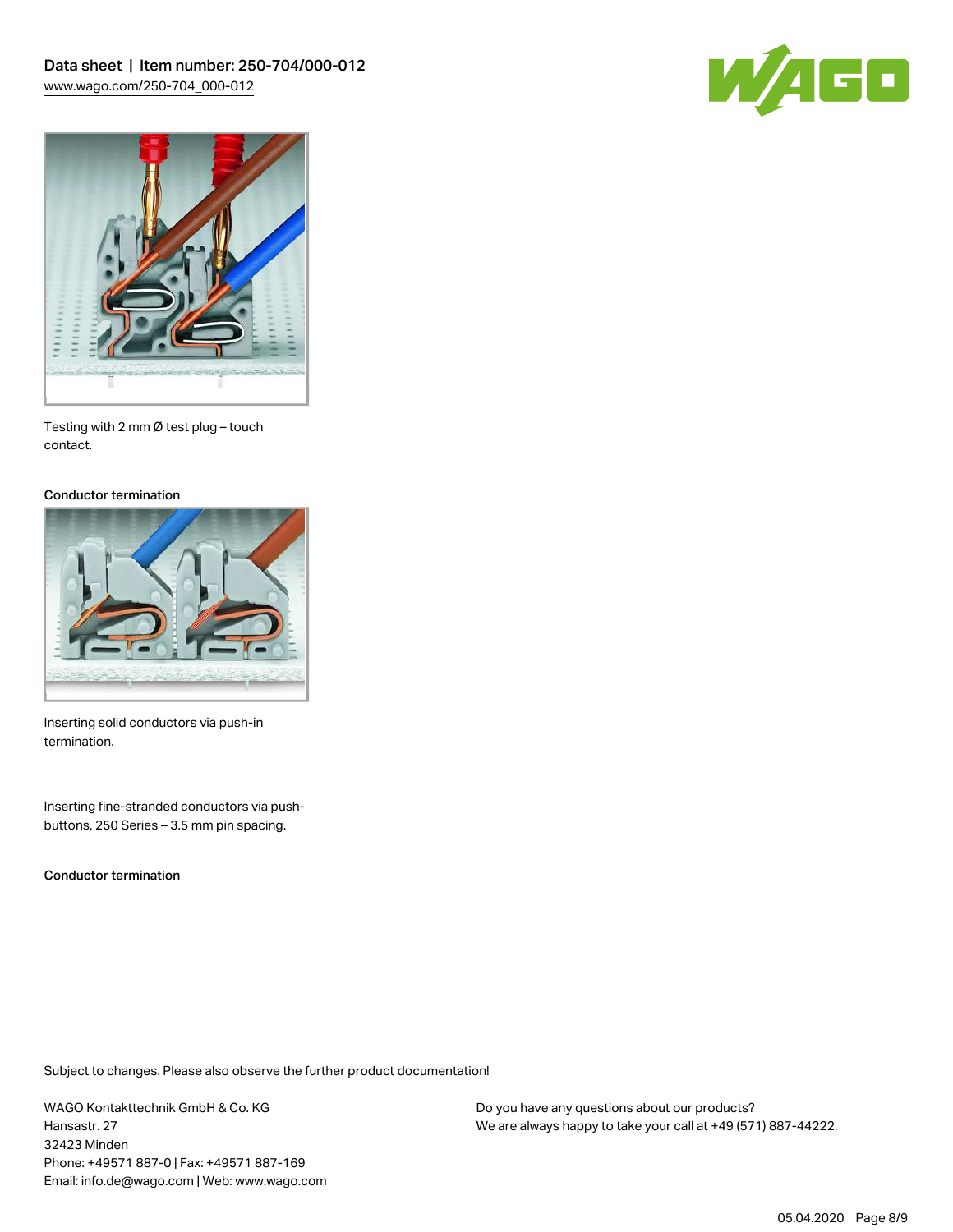Testing with 2 mm Ø test plug – touch contact.

Conductor termination

Inserting solid conductors via push-in termination.

Inserting fine-stranded conductors via push-buttons, 250 Series – 3.5 mm pin spacing.

Conductor termination

Subject to changes. Please also observe the further product documentation!

WAGO Kontakttechnik GmbH & Co. KG
Hansastr. 27
32423 Minden
Phone: +49571 887-0 | Fax: +49571 887-169
Email: info.de@wago.com | Web: www.wago.com

Do you have any questions about our products?
We are always happy to take your call at +49 (571) 887-44222.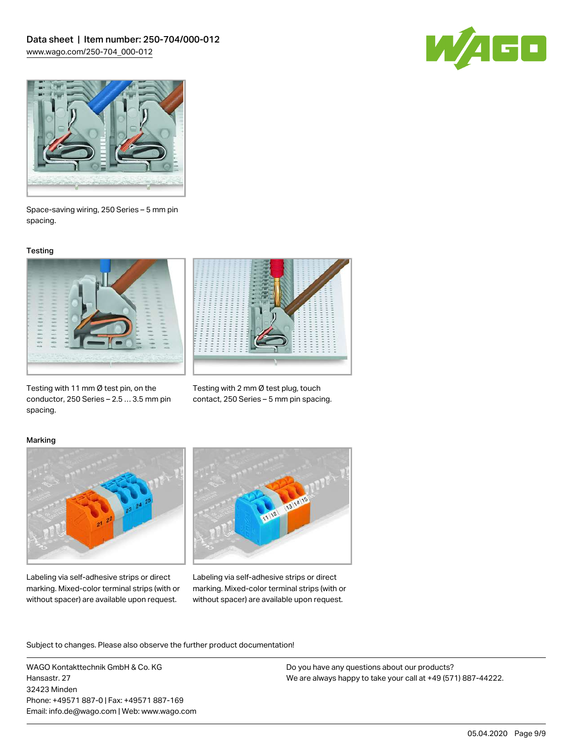Space-saving wiring, 250 Series – 5 mm pin spacing.

## Testing

Testing with 11 mm Ø test pin, on the conductor, 250 Series – 2.5 … 3.5 mm pin spacing.

Testing with 2 mm Ø test plug, touch contact, 250 Series – 5 mm pin spacing.

## Marking

Labeling via self-adhesive strips or direct marking. Mixed-color terminal strips (with or without spacer) are available upon request.

Labeling via self-adhesive strips or direct marking. Mixed-color terminal strips (with or without spacer) are available upon request.

Subject to changes. Please also observe the further product documentation!

WAGO Kontakttechnik GmbH & Co. KG
Hansastr. 27
32423 Minden
Phone: +49571 887-0 | Fax: +49571 887-169
Email: info.de@wago.com | Web: www.wago.com

Do you have any questions about our products?
We are always happy to take your call at +49 (571) 887-44222.